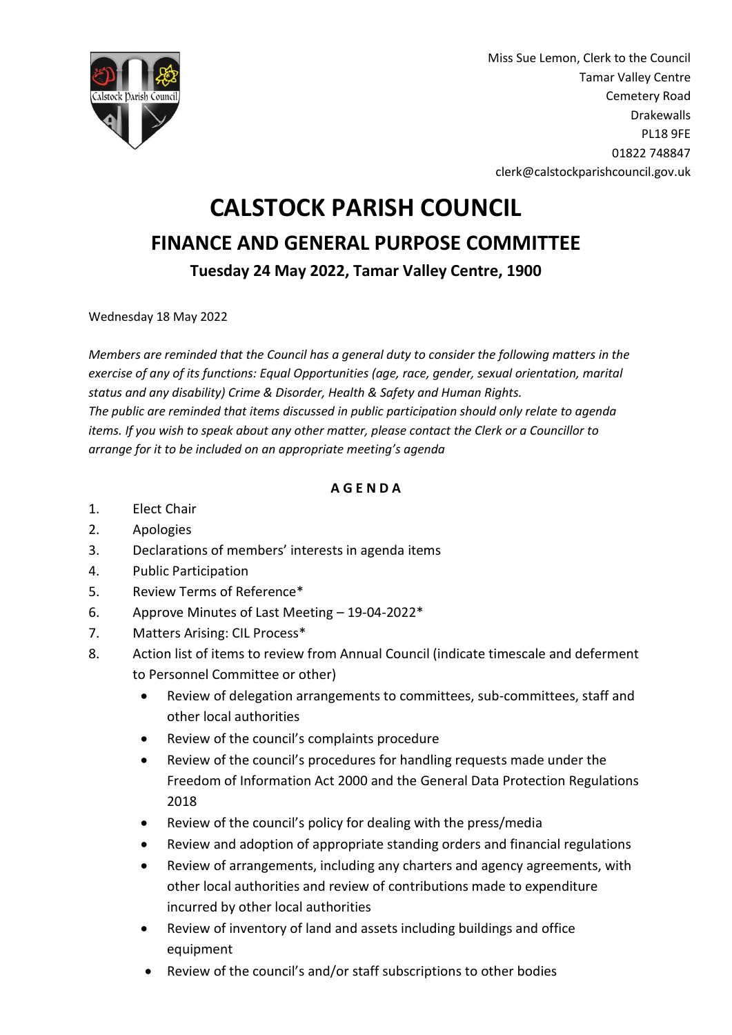Miss Sue Lemon, Clerk to the Council
Tamar Valley Centre
Cemetery Road
Drakewalls
PL18 9FE
01822 748847
clerk@calstockparishcouncil.gov.uk

# CALSTOCK PARISH COUNCIL

## FINANCE AND GENERAL PURPOSE COMMITTEE

### Tuesday 24 May 2022, Tamar Valley Centre, 1900

Wednesday 18 May 2022

*Members are reminded that the Council has a general duty to consider the following matters in the exercise of any of its functions: Equal Opportunities (age, race, gender, sexual orientation, marital status and any disability) Crime & Disorder, Health & Safety and Human Rights.*
*The public are reminded that items discussed in public participation should only relate to agenda items. If you wish to speak about any other matter, please contact the Clerk or a Councillor to arrange for it to be included on an appropriate meeting's agenda*

**A G E N D A**

1. Elect Chair
2. Apologies
3. Declarations of members' interests in agenda items
4. Public Participation
5. Review Terms of Reference*
6. Approve Minutes of Last Meeting – 19-04-2022*
7. Matters Arising: CIL Process*
8. Action list of items to review from Annual Council (indicate timescale and deferment to Personnel Committee or other)
   - Review of delegation arrangements to committees, sub-committees, staff and other local authorities
   - Review of the council's complaints procedure
   - Review of the council's procedures for handling requests made under the Freedom of Information Act 2000 and the General Data Protection Regulations 2018
   - Review of the council's policy for dealing with the press/media
   - Review and adoption of appropriate standing orders and financial regulations
   - Review of arrangements, including any charters and agency agreements, with other local authorities and review of contributions made to expenditure incurred by other local authorities
   - Review of inventory of land and assets including buildings and office equipment
   - Review of the council's and/or staff subscriptions to other bodies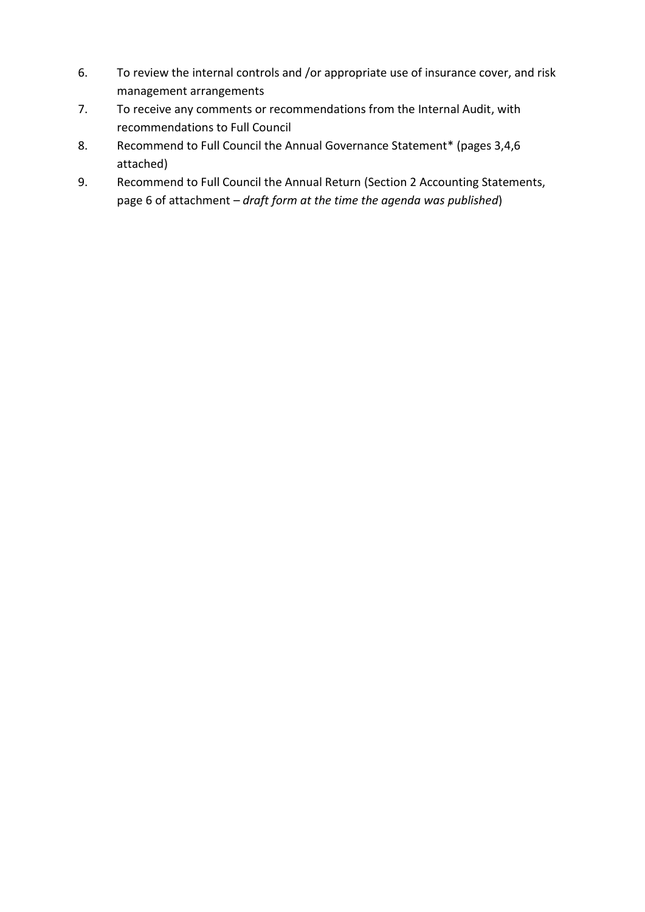6. To review the internal controls and /or appropriate use of insurance cover, and risk management arrangements
7. To receive any comments or recommendations from the Internal Audit, with recommendations to Full Council
8. Recommend to Full Council the Annual Governance Statement* (pages 3,4,6 attached)
9. Recommend to Full Council the Annual Return (Section 2 Accounting Statements, page 6 of attachment – *draft form at the time the agenda was published*)